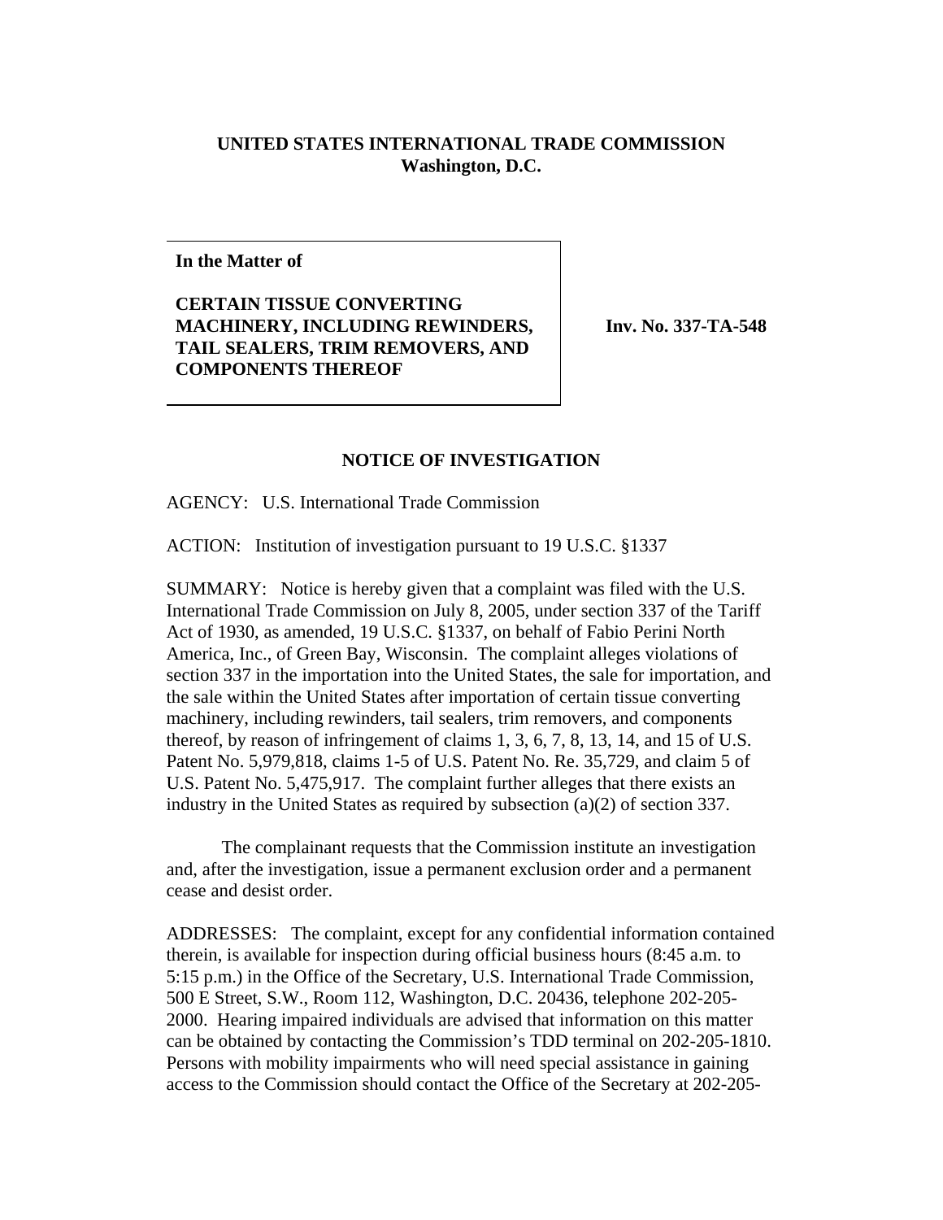**UNITED STATES INTERNATIONAL TRADE COMMISSION**
**Washington, D.C.**

**In the Matter of**

**CERTAIN TISSUE CONVERTING MACHINERY, INCLUDING REWINDERS, TAIL SEALERS, TRIM REMOVERS, AND COMPONENTS THEREOF**

**Inv. No. 337-TA-548**

**NOTICE OF INVESTIGATION**

AGENCY: U.S. International Trade Commission

ACTION: Institution of investigation pursuant to 19 U.S.C. §1337

SUMMARY: Notice is hereby given that a complaint was filed with the U.S. International Trade Commission on July 8, 2005, under section 337 of the Tariff Act of 1930, as amended, 19 U.S.C. §1337, on behalf of Fabio Perini North America, Inc., of Green Bay, Wisconsin. The complaint alleges violations of section 337 in the importation into the United States, the sale for importation, and the sale within the United States after importation of certain tissue converting machinery, including rewinders, tail sealers, trim removers, and components thereof, by reason of infringement of claims 1, 3, 6, 7, 8, 13, 14, and 15 of U.S. Patent No. 5,979,818, claims 1-5 of U.S. Patent No. Re. 35,729, and claim 5 of U.S. Patent No. 5,475,917. The complaint further alleges that there exists an industry in the United States as required by subsection (a)(2) of section 337.

The complainant requests that the Commission institute an investigation and, after the investigation, issue a permanent exclusion order and a permanent cease and desist order.

ADDRESSES: The complaint, except for any confidential information contained therein, is available for inspection during official business hours (8:45 a.m. to 5:15 p.m.) in the Office of the Secretary, U.S. International Trade Commission, 500 E Street, S.W., Room 112, Washington, D.C. 20436, telephone 202-205-2000. Hearing impaired individuals are advised that information on this matter can be obtained by contacting the Commission's TDD terminal on 202-205-1810. Persons with mobility impairments who will need special assistance in gaining access to the Commission should contact the Office of the Secretary at 202-205-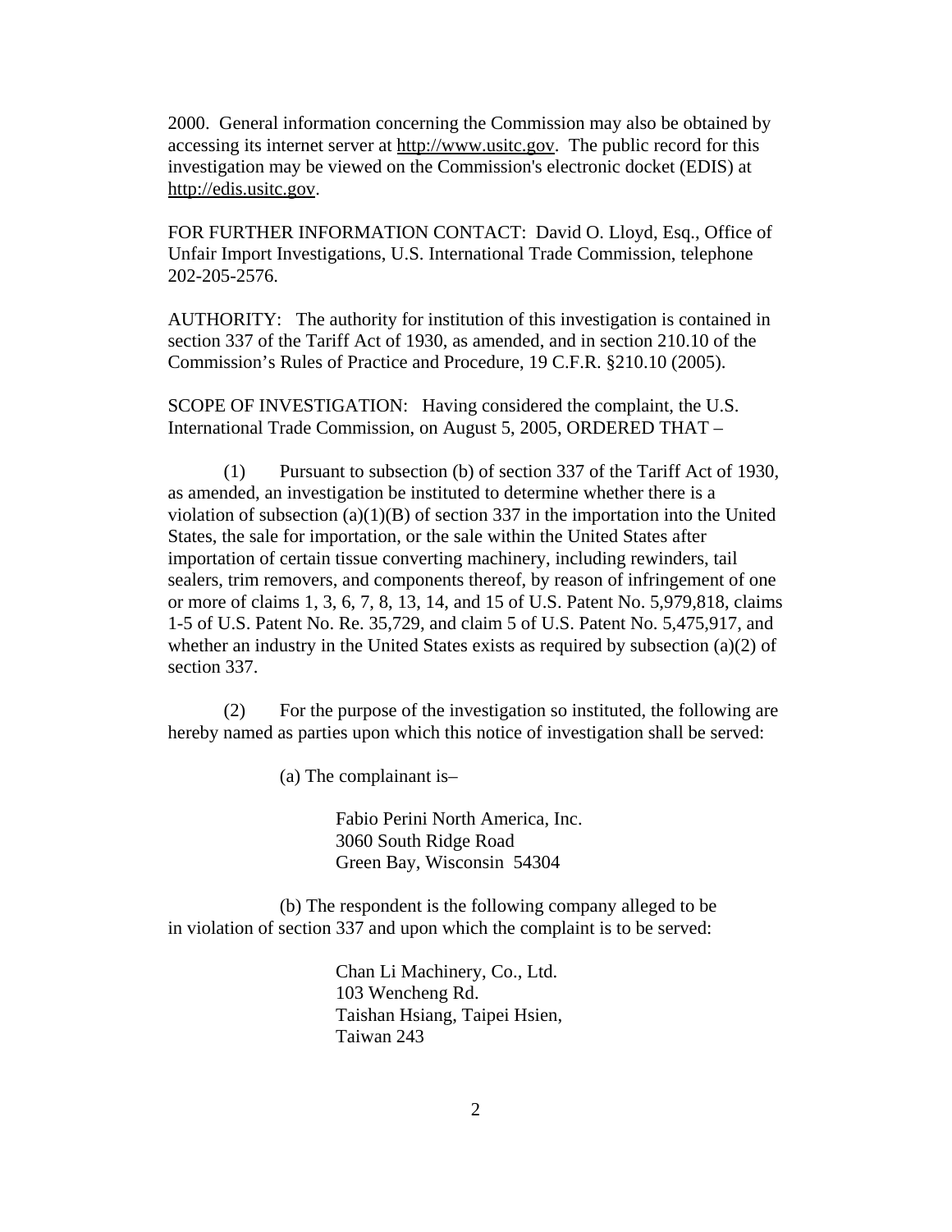2000. General information concerning the Commission may also be obtained by accessing its internet server at http://www.usitc.gov. The public record for this investigation may be viewed on the Commission's electronic docket (EDIS) at http://edis.usitc.gov.

FOR FURTHER INFORMATION CONTACT: David O. Lloyd, Esq., Office of Unfair Import Investigations, U.S. International Trade Commission, telephone 202-205-2576.

AUTHORITY: The authority for institution of this investigation is contained in section 337 of the Tariff Act of 1930, as amended, and in section 210.10 of the Commission's Rules of Practice and Procedure, 19 C.F.R. §210.10 (2005).

SCOPE OF INVESTIGATION: Having considered the complaint, the U.S. International Trade Commission, on August 5, 2005, ORDERED THAT –

(1) Pursuant to subsection (b) of section 337 of the Tariff Act of 1930, as amended, an investigation be instituted to determine whether there is a violation of subsection (a)(1)(B) of section 337 in the importation into the United States, the sale for importation, or the sale within the United States after importation of certain tissue converting machinery, including rewinders, tail sealers, trim removers, and components thereof, by reason of infringement of one or more of claims 1, 3, 6, 7, 8, 13, 14, and 15 of U.S. Patent No. 5,979,818, claims 1-5 of U.S. Patent No. Re. 35,729, and claim 5 of U.S. Patent No. 5,475,917, and whether an industry in the United States exists as required by subsection (a)(2) of section 337.

(2) For the purpose of the investigation so instituted, the following are hereby named as parties upon which this notice of investigation shall be served:

(a) The complainant is–

Fabio Perini North America, Inc.
3060 South Ridge Road
Green Bay, Wisconsin 54304

(b) The respondent is the following company alleged to be in violation of section 337 and upon which the complaint is to be served:

Chan Li Machinery, Co., Ltd.
103 Wencheng Rd.
Taishan Hsiang, Taipei Hsien,
Taiwan 243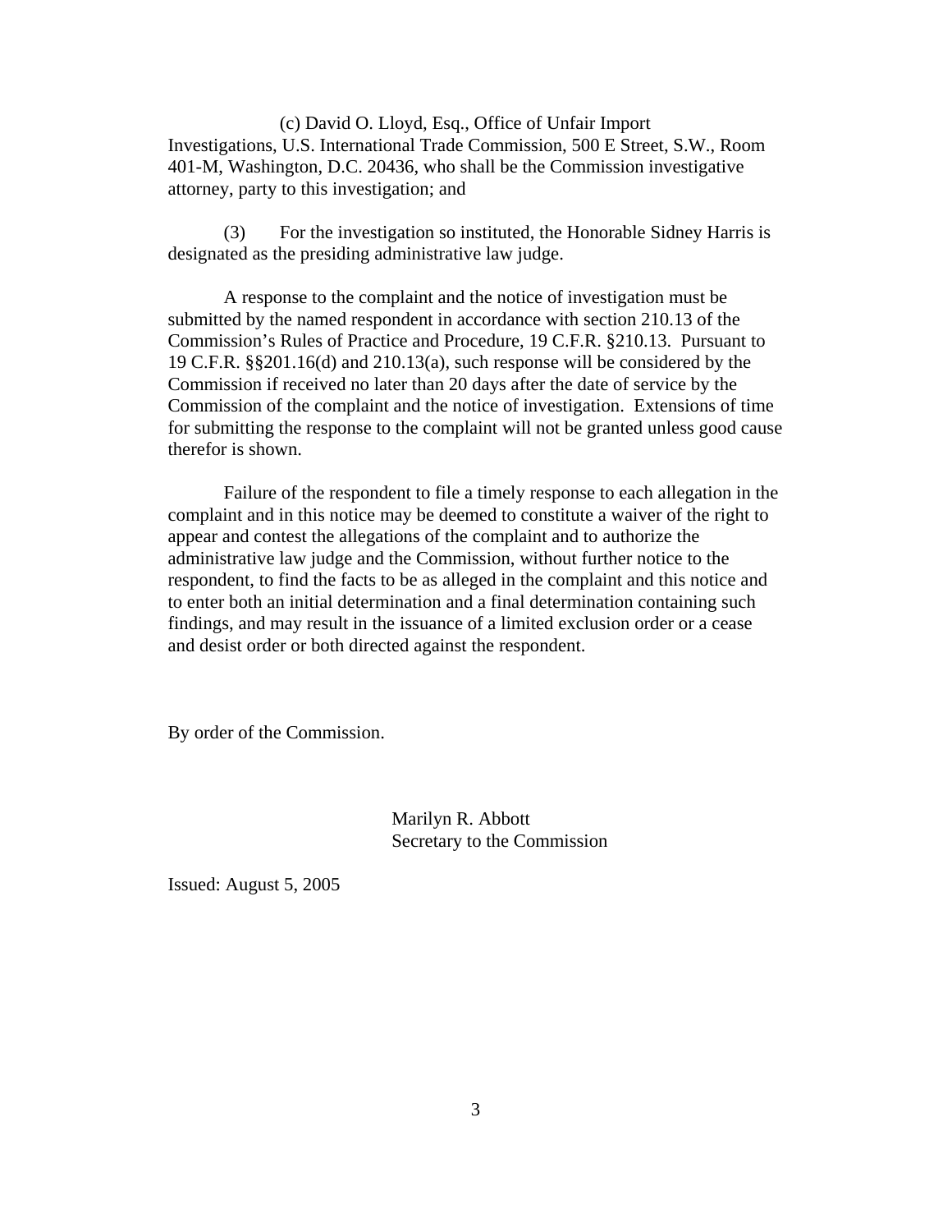(c) David O. Lloyd, Esq., Office of Unfair Import Investigations, U.S. International Trade Commission, 500 E Street, S.W., Room 401-M, Washington, D.C. 20436, who shall be the Commission investigative attorney, party to this investigation; and

(3) For the investigation so instituted, the Honorable Sidney Harris is designated as the presiding administrative law judge.

A response to the complaint and the notice of investigation must be submitted by the named respondent in accordance with section 210.13 of the Commission's Rules of Practice and Procedure, 19 C.F.R. §210.13. Pursuant to 19 C.F.R. §§201.16(d) and 210.13(a), such response will be considered by the Commission if received no later than 20 days after the date of service by the Commission of the complaint and the notice of investigation. Extensions of time for submitting the response to the complaint will not be granted unless good cause therefor is shown.

Failure of the respondent to file a timely response to each allegation in the complaint and in this notice may be deemed to constitute a waiver of the right to appear and contest the allegations of the complaint and to authorize the administrative law judge and the Commission, without further notice to the respondent, to find the facts to be as alleged in the complaint and this notice and to enter both an initial determination and a final determination containing such findings, and may result in the issuance of a limited exclusion order or a cease and desist order or both directed against the respondent.

By order of the Commission.

Marilyn R. Abbott
Secretary to the Commission

Issued: August 5, 2005